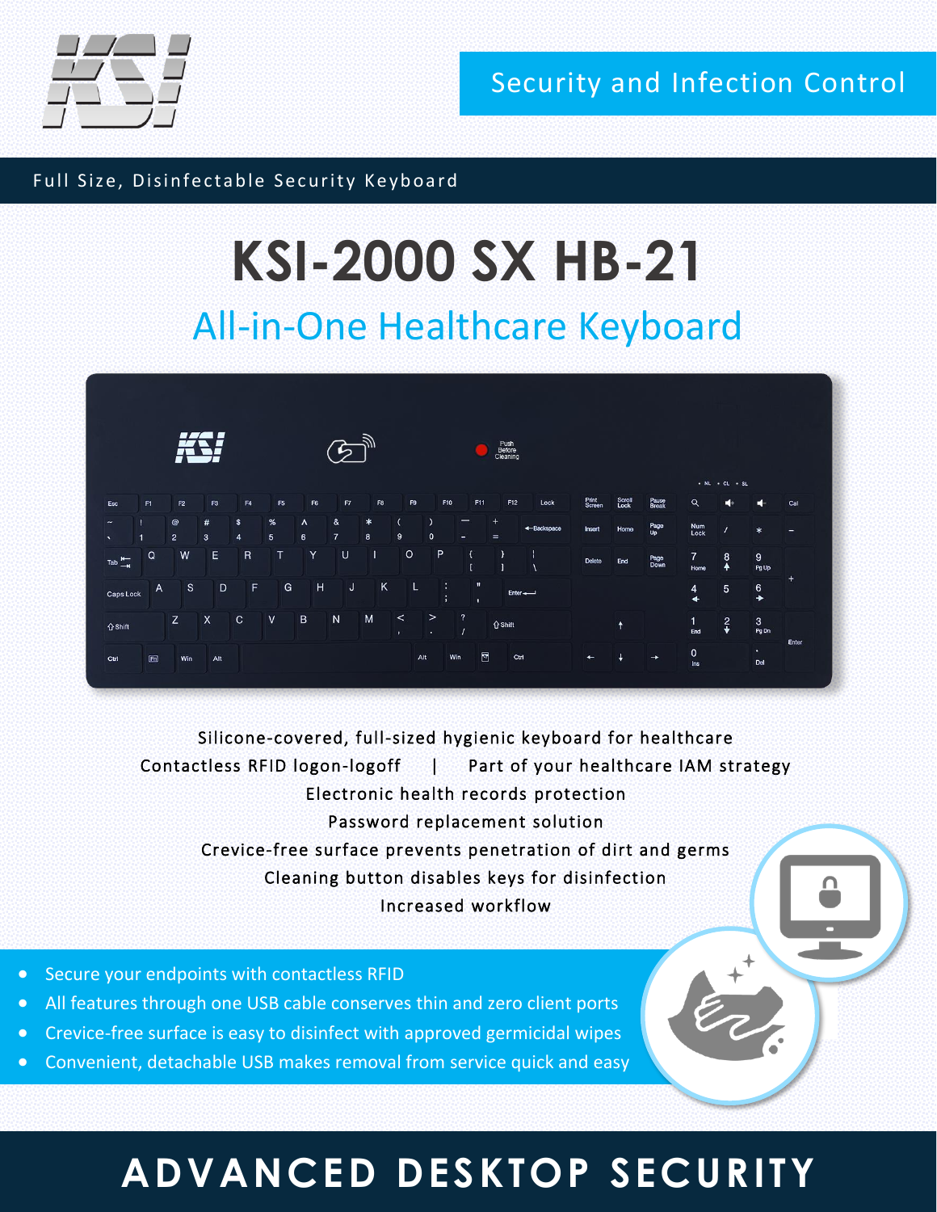Security and Infection Control

Full Size, Disinfectable Security Keyboard

# KSI-2000 SX HB-21

## All-in-One Healthcare Keyboard

Silicone-covered, full-sized hygienic keyboard for healthcare

Contactless RFID logon-logoff | Part of your healthcare IAM strategy

Electronic health records protection

Password replacement solution

Crevice-free surface prevents penetration of dirt and germs

Cleaning button disables keys for disinfection

Increased workflow

- Secure your endpoints with contactless RFID
- All features through one USB cable conserves thin and zero client ports
- Crevice-free surface is easy to disinfect with approved germicidal wipes
- Convenient, detachable USB makes removal from service quick and easy

# ADVANCED DESKTOP SECURITY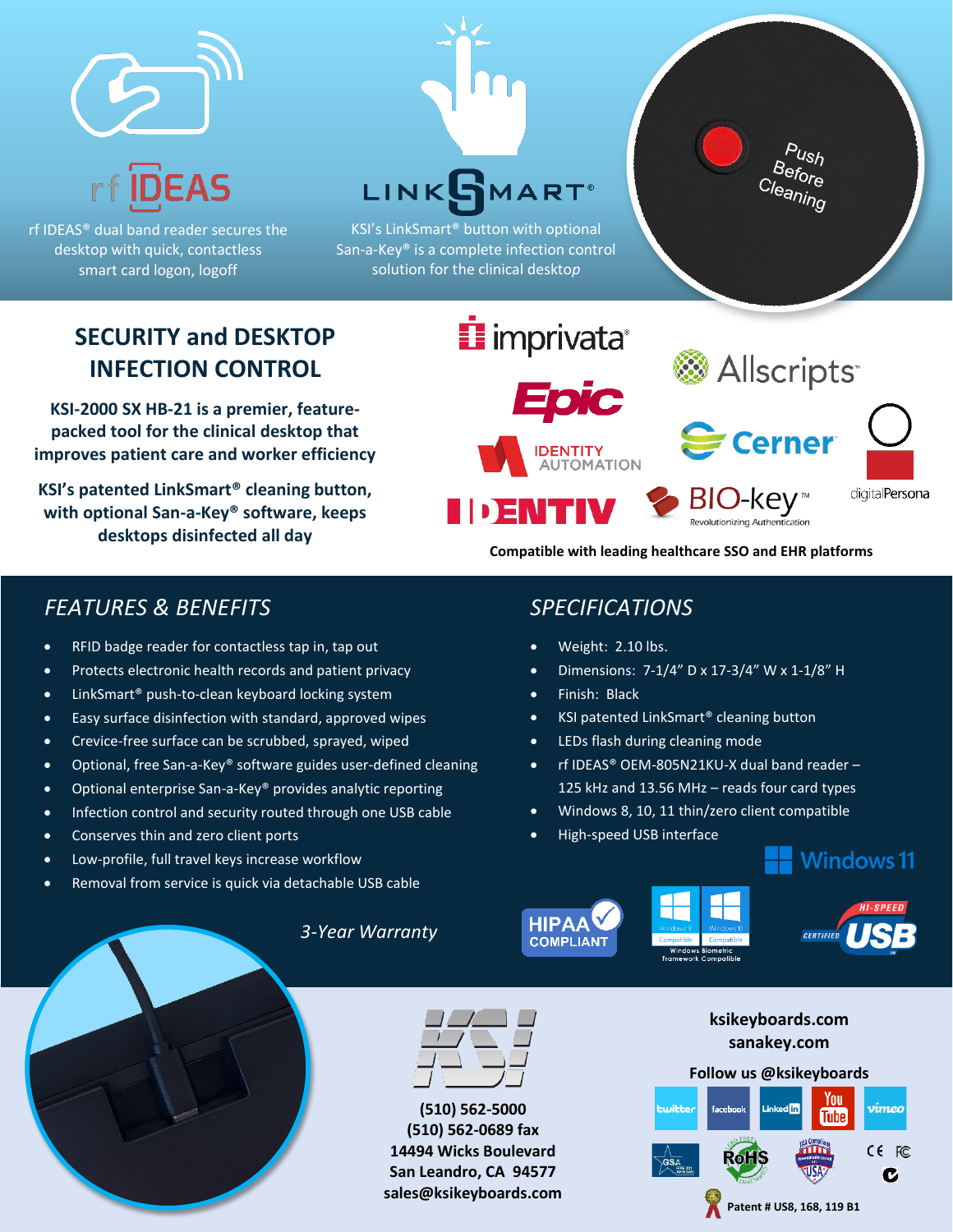rf IDEAS® dual band reader secures the desktop with quick, contactless smart card logon, logoff

KSI's LinkSmart® button with optional San-a-Key® is a complete infection control solution for the clinical desktop

Push Before Cleaning

## SECURITY and DESKTOP INFECTION CONTROL

**KSI-2000 SX HB-21 is a premier, feature-packed tool for the clinical desktop that improves patient care and worker efficiency**

**KSI's patented LinkSmart® cleaning button, with optional San-a-Key® software, keeps desktops disinfected all day**

**Compatible with leading healthcare SSO and EHR platforms**

## *FEATURES & BENEFITS*

- RFID badge reader for contactless tap in, tap out
- Protects electronic health records and patient privacy
- LinkSmart® push-to-clean keyboard locking system
- Easy surface disinfection with standard, approved wipes
- Crevice-free surface can be scrubbed, sprayed, wiped
- Optional, free San-a-Key® software guides user-defined cleaning
- Optional enterprise San-a-Key® provides analytic reporting
- Infection control and security routed through one USB cable
- Conserves thin and zero client ports
- Low-profile, full travel keys increase workflow
- Removal from service is quick via detachable USB cable

*3-Year Warranty*

## *SPECIFICATIONS*

- Weight: 2.10 lbs.
- Dimensions: 7-1/4" D x 17-3/4" W x 1-1/8" H
- Finish: Black
- KSI patented LinkSmart® cleaning button
- LEDs flash during cleaning mode
- rf IDEAS® OEM-805N21KU-X dual band reader – 125 kHz and 13.56 MHz – reads four card types
- Windows 8, 10, 11 thin/zero client compatible
- High-speed USB interface

**(510) 562-5000**
**(510) 562-0689 fax**
**14494 Wicks Boulevard**
**San Leandro, CA 94577**
**sales@ksikeyboards.com**

**ksikeyboards.com**
**sanakey.com**

**Follow us @ksikeyboards**

**Patent # US8, 168, 119 B1**